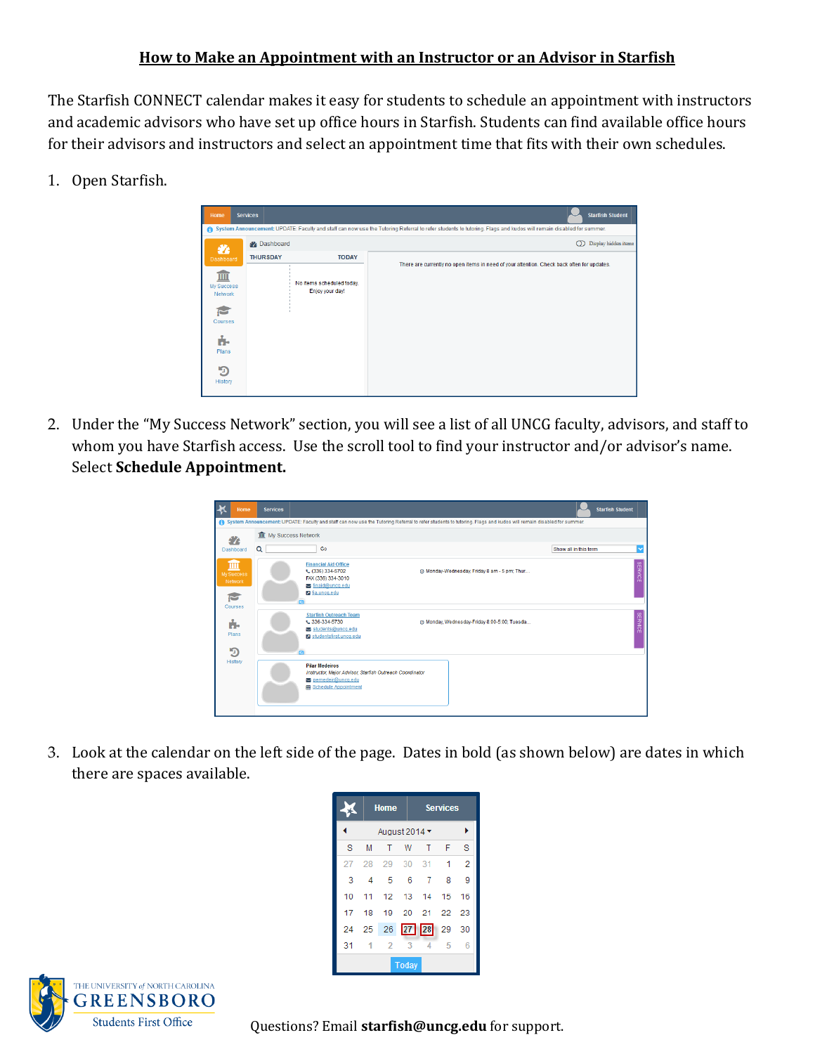# How to Make an Appointment with an Instructor or an Advisor in Starfish

The Starfish CONNECT calendar makes it easy for students to schedule an appointment with instructors and academic advisors who have set up office hours in Starfish. Students can find available office hours for their advisors and instructors and select an appointment time that fits with their own schedules.

1. Open Starfish.

2. Under the "My Success Network" section, you will see a list of all UNCG faculty, advisors, and staff to whom you have Starfish access. Use the scroll tool to find your instructor and/or advisor's name. Select **Schedule Appointment.**

3. Look at the calendar on the left side of the page. Dates in bold (as shown below) are dates in which there are spaces available.

Questions? Email **starfish@uncg.edu** for support.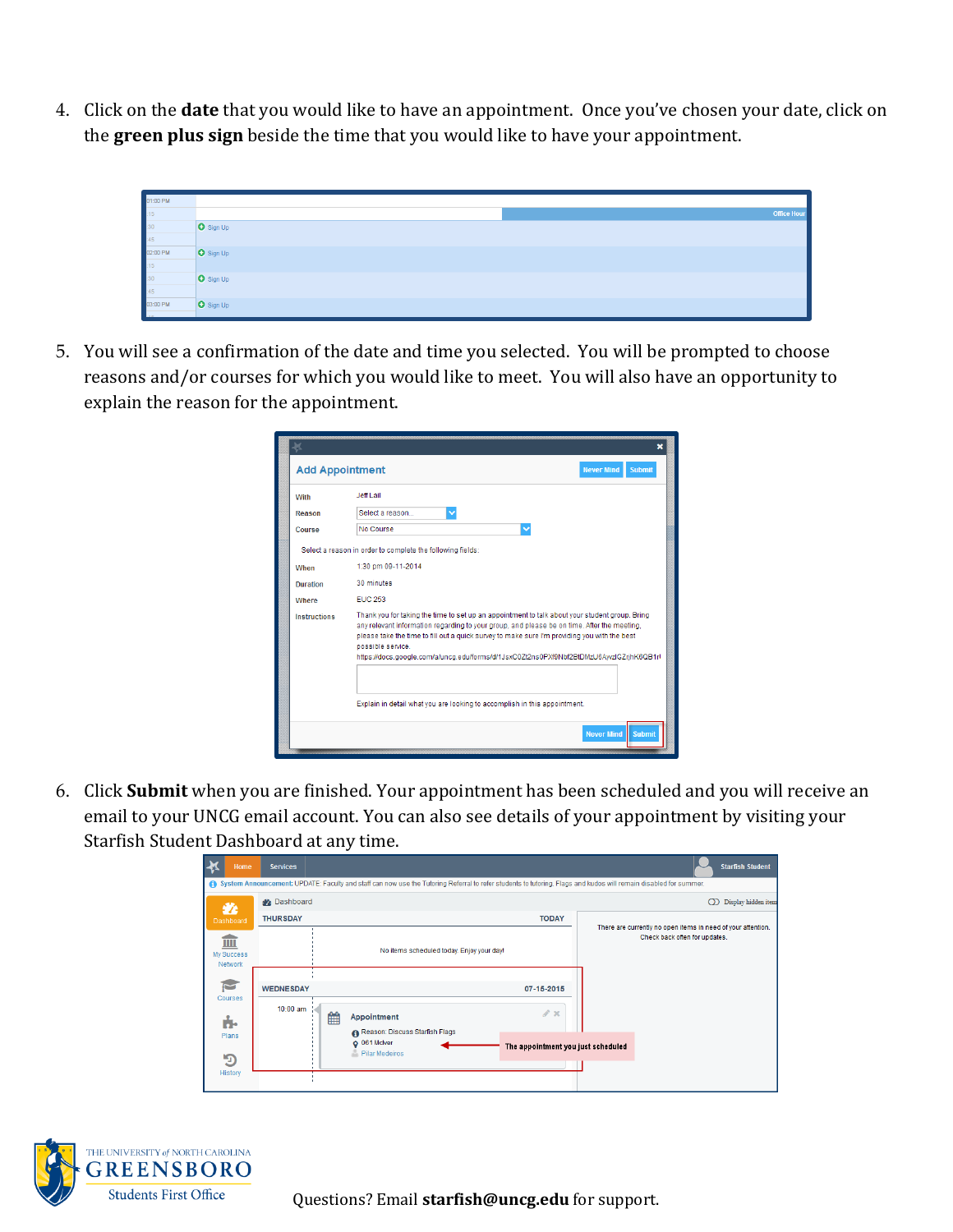4. Click on the **date** that you would like to have an appointment. Once you've chosen your date, click on the **green plus sign** beside the time that you would like to have your appointment.

5. You will see a confirmation of the date and time you selected. You will be prompted to choose reasons and/or courses for which you would like to meet. You will also have an opportunity to explain the reason for the appointment.

6. Click **Submit** when you are finished. Your appointment has been scheduled and you will receive an email to your UNCG email account. You can also see details of your appointment by visiting your Starfish Student Dashboard at any time.

THE UNIVERSITY *of* NORTH CAROLINA
GREENSBORO
Students First Office

Questions? Email **starfish@uncg.edu** for support.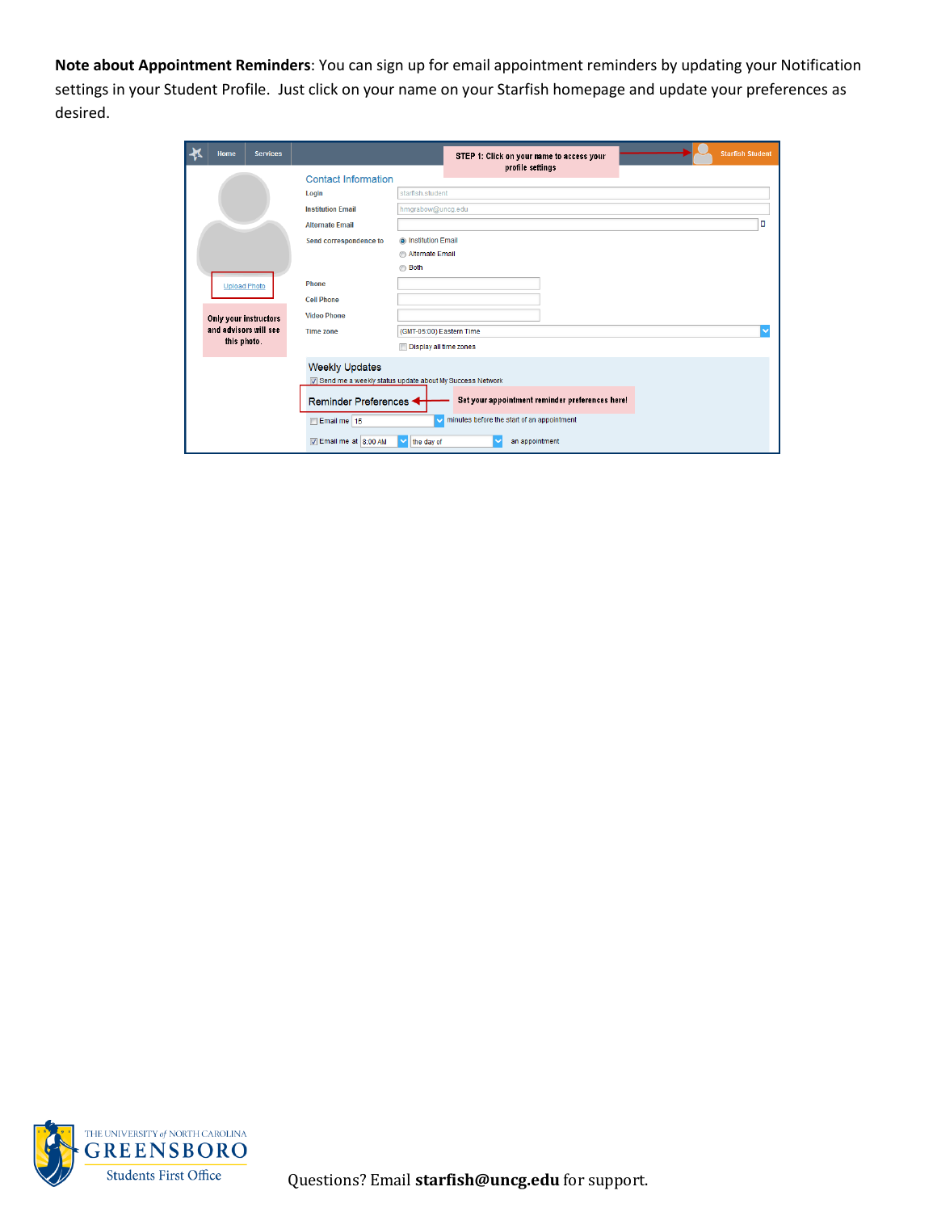**Note about Appointment Reminders**: You can sign up for email appointment reminders by updating your Notification settings in your Student Profile. Just click on your name on your Starfish homepage and update your preferences as desired.

Home Services

STEP 1: Click on your name to access your profile settings

Starfish Student

Contact Information

Login starfish.student

Institution Email hmgrabow@uncg.edu

Alternate Email

Send correspondence to

Institution Email

Alternate Email

Both

Phone

Cell Phone

Video Phone

Time zone (GMT-05:00) Eastern Time

Display all time zones

Upload Photo

Only your instructors and advisors will see this photo.

Weekly Updates

Send me a weekly status update about My Success Network

Reminder Preferences

Set your appointment reminder preferences here!

Email me 15 minutes before the start of an appointment

Email me at 8:00 AM the day of an appointment

Questions? Email **starfish@uncg.edu** for support.